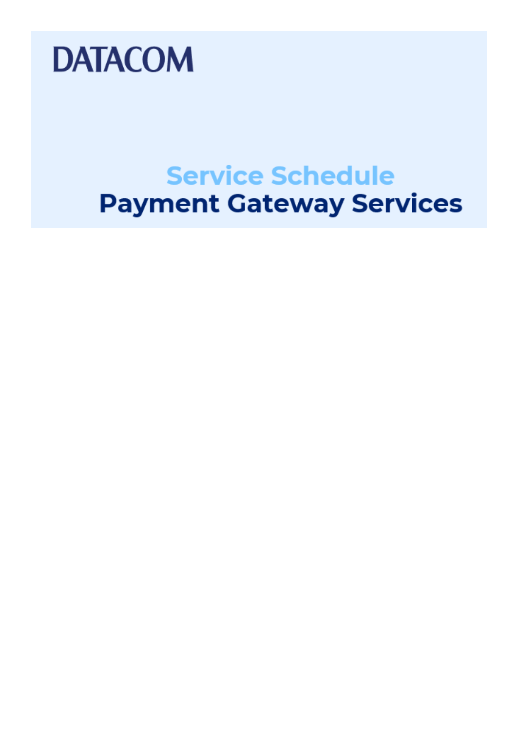DATACOM

# Service Schedule

# Payment Gateway Services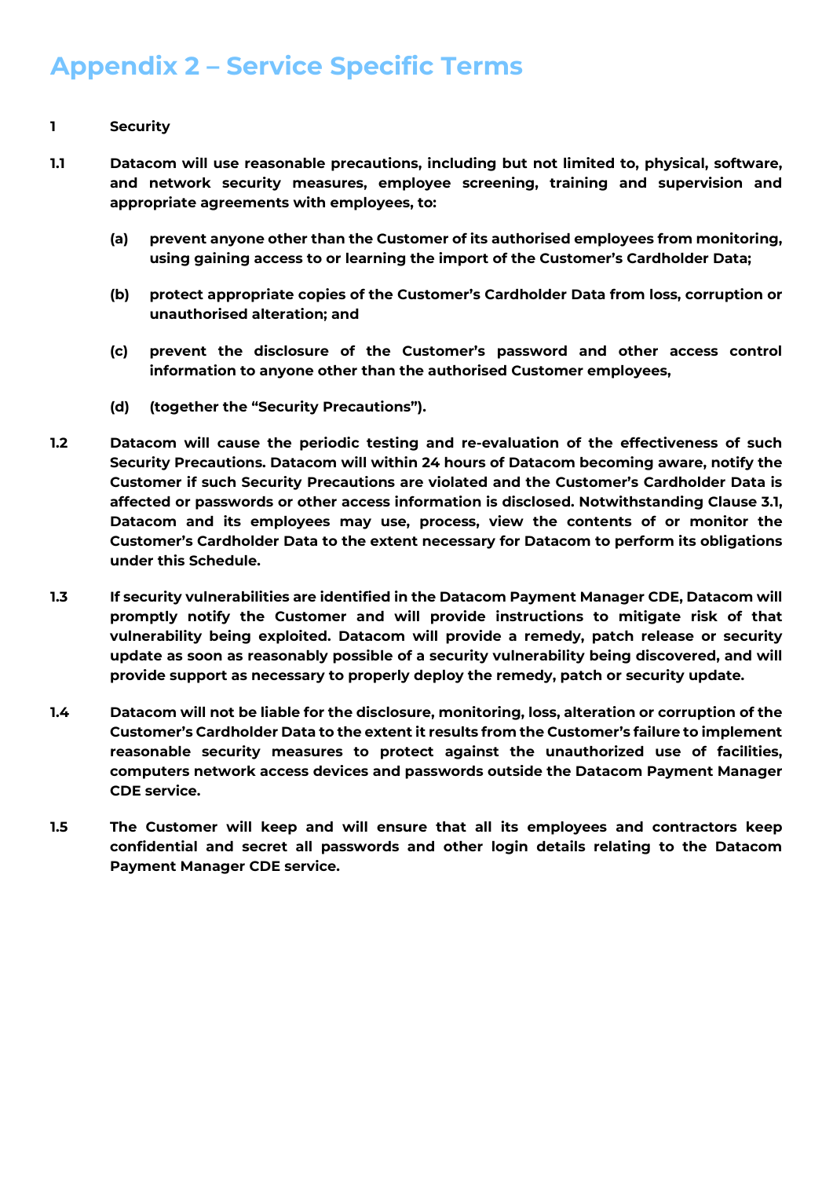# Appendix 2 – Service Specific Terms

**1 Security**

**1.1 Datacom will use reasonable precautions, including but not limited to, physical, software, and network security measures, employee screening, training and supervision and appropriate agreements with employees, to:**

**(a) prevent anyone other than the Customer of its authorised employees from monitoring, using gaining access to or learning the import of the Customer's Cardholder Data;**

**(b) protect appropriate copies of the Customer's Cardholder Data from loss, corruption or unauthorised alteration; and**

**(c) prevent the disclosure of the Customer's password and other access control information to anyone other than the authorised Customer employees,**

**(d) (together the "Security Precautions").**

**1.2 Datacom will cause the periodic testing and re-evaluation of the effectiveness of such Security Precautions. Datacom will within 24 hours of Datacom becoming aware, notify the Customer if such Security Precautions are violated and the Customer's Cardholder Data is affected or passwords or other access information is disclosed. Notwithstanding Clause 3.1, Datacom and its employees may use, process, view the contents of or monitor the Customer's Cardholder Data to the extent necessary for Datacom to perform its obligations under this Schedule.**

**1.3 If security vulnerabilities are identified in the Datacom Payment Manager CDE, Datacom will promptly notify the Customer and will provide instructions to mitigate risk of that vulnerability being exploited. Datacom will provide a remedy, patch release or security update as soon as reasonably possible of a security vulnerability being discovered, and will provide support as necessary to properly deploy the remedy, patch or security update.**

**1.4 Datacom will not be liable for the disclosure, monitoring, loss, alteration or corruption of the Customer's Cardholder Data to the extent it results from the Customer's failure to implement reasonable security measures to protect against the unauthorized use of facilities, computers network access devices and passwords outside the Datacom Payment Manager CDE service.**

**1.5 The Customer will keep and will ensure that all its employees and contractors keep confidential and secret all passwords and other login details relating to the Datacom Payment Manager CDE service.**